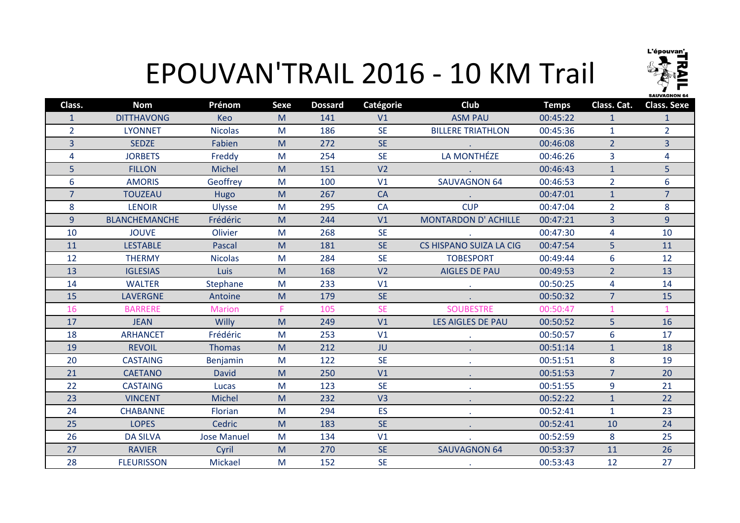# EPOUVAN'TRAIL 2016 - 10 KM Trail

| Class. | Nom | Prénom | Sexe | Dossard | Catégorie | Club | Temps | Class. Cat. | Class. Sexe |
|---|---|---|---|---|---|---|---|---|---|
| 1 | DITTHAVONG | Keo | M | 141 | V1 | ASM PAU | 00:45:22 | 1 | 1 |
| 2 | LYONNET | Nicolas | M | 186 | SE | BILLERE TRIATHLON | 00:45:36 | 1 | 2 |
| 3 | SEDZE | Fabien | M | 272 | SE | . | 00:46:08 | 2 | 3 |
| 4 | JORBETS | Freddy | M | 254 | SE | LA MONTHÉZE | 00:46:26 | 3 | 4 |
| 5 | FILLON | Michel | M | 151 | V2 | . | 00:46:43 | 1 | 5 |
| 6 | AMORIS | Geoffrey | M | 100 | V1 | SAUVAGNON 64 | 00:46:53 | 2 | 6 |
| 7 | TOUZEAU | Hugo | M | 267 | CA | . | 00:47:01 | 1 | 7 |
| 8 | LENOIR | Ulysse | M | 295 | CA | CUP | 00:47:04 | 2 | 8 |
| 9 | BLANCHEMANCHE | Frédéric | M | 244 | V1 | MONTARDON D' ACHILLE | 00:47:21 | 3 | 9 |
| 10 | JOUVE | Olivier | M | 268 | SE | . | 00:47:30 | 4 | 10 |
| 11 | LESTABLE | Pascal | M | 181 | SE | CS HISPANO SUIZA LA CIG | 00:47:54 | 5 | 11 |
| 12 | THERMY | Nicolas | M | 284 | SE | TOBESPORT | 00:49:44 | 6 | 12 |
| 13 | IGLESIAS | Luis | M | 168 | V2 | AIGLES DE PAU | 00:49:53 | 2 | 13 |
| 14 | WALTER | Stephane | M | 233 | V1 | . | 00:50:25 | 4 | 14 |
| 15 | LAVERGNE | Antoine | M | 179 | SE | . | 00:50:32 | 7 | 15 |
| 16 | BARRERE | Marion | F | 105 | SE | SOUBESTRE | 00:50:47 | 1 | 1 |
| 17 | JEAN | Willy | M | 249 | V1 | LES AIGLES DE PAU | 00:50:52 | 5 | 16 |
| 18 | ARHANCET | Frédéric | M | 253 | V1 | . | 00:50:57 | 6 | 17 |
| 19 | REVOIL | Thomas | M | 212 | JU | . | 00:51:14 | 1 | 18 |
| 20 | CASTAING | Benjamin | M | 122 | SE | . | 00:51:51 | 8 | 19 |
| 21 | CAETANO | David | M | 250 | V1 | . | 00:51:53 | 7 | 20 |
| 22 | CASTAING | Lucas | M | 123 | SE | . | 00:51:55 | 9 | 21 |
| 23 | VINCENT | Michel | M | 232 | V3 | . | 00:52:22 | 1 | 22 |
| 24 | CHABANNE | Florian | M | 294 | ES | . | 00:52:41 | 1 | 23 |
| 25 | LOPES | Cedric | M | 183 | SE | . | 00:52:41 | 10 | 24 |
| 26 | DA SILVA | Jose Manuel | M | 134 | V1 | . | 00:52:59 | 8 | 25 |
| 27 | RAVIER | Cyril | M | 270 | SE | SAUVAGNON 64 | 00:53:37 | 11 | 26 |
| 28 | FLEURISSON | Mickael | M | 152 | SE | . | 00:53:43 | 12 | 27 |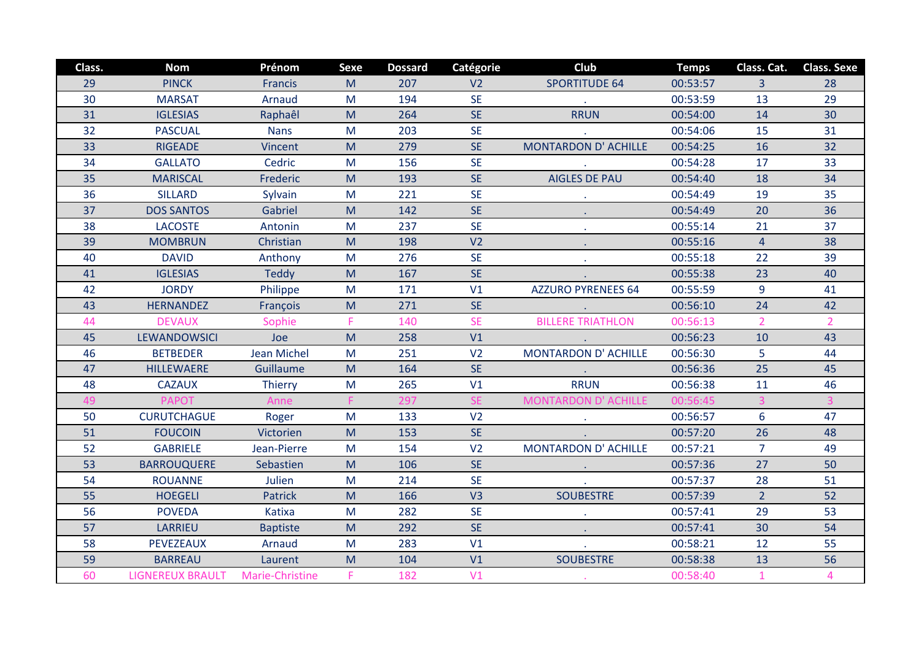| Class. | Nom | Prénom | Sexe | Dossard | Catégorie | Club | Temps | Class. Cat. | Class. Sexe |
|---|---|---|---|---|---|---|---|---|---|
| 29 | PINCK | Francis | M | 207 | V2 | SPORTITUDE 64 | 00:53:57 | 3 | 28 |
| 30 | MARSAT | Arnaud | M | 194 | SE | . | 00:53:59 | 13 | 29 |
| 31 | IGLESIAS | Raphaêl | M | 264 | SE | RRUN | 00:54:00 | 14 | 30 |
| 32 | PASCUAL | Nans | M | 203 | SE | . | 00:54:06 | 15 | 31 |
| 33 | RIGEADE | Vincent | M | 279 | SE | MONTARDON D' ACHILLE | 00:54:25 | 16 | 32 |
| 34 | GALLATO | Cedric | M | 156 | SE | . | 00:54:28 | 17 | 33 |
| 35 | MARISCAL | Frederic | M | 193 | SE | AIGLES DE PAU | 00:54:40 | 18 | 34 |
| 36 | SILLARD | Sylvain | M | 221 | SE | . | 00:54:49 | 19 | 35 |
| 37 | DOS SANTOS | Gabriel | M | 142 | SE | . | 00:54:49 | 20 | 36 |
| 38 | LACOSTE | Antonin | M | 237 | SE | . | 00:55:14 | 21 | 37 |
| 39 | MOMBRUN | Christian | M | 198 | V2 | . | 00:55:16 | 4 | 38 |
| 40 | DAVID | Anthony | M | 276 | SE | . | 00:55:18 | 22 | 39 |
| 41 | IGLESIAS | Teddy | M | 167 | SE | . | 00:55:38 | 23 | 40 |
| 42 | JORDY | Philippe | M | 171 | V1 | AZZURO PYRENEES 64 | 00:55:59 | 9 | 41 |
| 43 | HERNANDEZ | François | M | 271 | SE | . | 00:56:10 | 24 | 42 |
| 44 | DEVAUX | Sophie | F | 140 | SE | BILLERE TRIATHLON | 00:56:13 | 2 | 2 |
| 45 | LEWANDOWSICI | Joe | M | 258 | V1 | . | 00:56:23 | 10 | 43 |
| 46 | BETBEDER | Jean Michel | M | 251 | V2 | MONTARDON D' ACHILLE | 00:56:30 | 5 | 44 |
| 47 | HILLEWAERE | Guillaume | M | 164 | SE | . | 00:56:36 | 25 | 45 |
| 48 | CAZAUX | Thierry | M | 265 | V1 | RRUN | 00:56:38 | 11 | 46 |
| 49 | PAPOT | Anne | F | 297 | SE | MONTARDON D' ACHILLE | 00:56:45 | 3 | 3 |
| 50 | CURUTCHAGUE | Roger | M | 133 | V2 | . | 00:56:57 | 6 | 47 |
| 51 | FOUCOIN | Victorien | M | 153 | SE | . | 00:57:20 | 26 | 48 |
| 52 | GABRIELE | Jean-Pierre | M | 154 | V2 | MONTARDON D' ACHILLE | 00:57:21 | 7 | 49 |
| 53 | BARROUQUERE | Sebastien | M | 106 | SE | . | 00:57:36 | 27 | 50 |
| 54 | ROUANNE | Julien | M | 214 | SE | . | 00:57:37 | 28 | 51 |
| 55 | HOEGELI | Patrick | M | 166 | V3 | SOUBESTRE | 00:57:39 | 2 | 52 |
| 56 | POVEDA | Katixa | M | 282 | SE | . | 00:57:41 | 29 | 53 |
| 57 | LARRIEU | Baptiste | M | 292 | SE | . | 00:57:41 | 30 | 54 |
| 58 | PEVEZEAUX | Arnaud | M | 283 | V1 | . | 00:58:21 | 12 | 55 |
| 59 | BARREAU | Laurent | M | 104 | V1 | SOUBESTRE | 00:58:38 | 13 | 56 |
| 60 | LIGNEREUX BRAULT | Marie-Christine | F | 182 | V1 | . | 00:58:40 | 1 | 4 |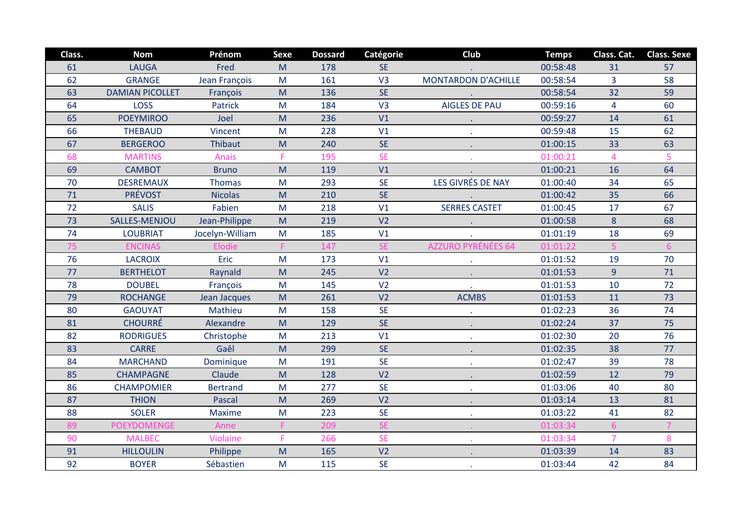| Class. | Nom | Prénom | Sexe | Dossard | Catégorie | Club | Temps | Class. Cat. | Class. Sexe |
|---|---|---|---|---|---|---|---|---|---|
| 61 | LAUGA | Fred | M | 178 | SE | . | 00:58:48 | 31 | 57 |
| 62 | GRANGE | Jean François | M | 161 | V3 | MONTARDON D'ACHILLE | 00:58:54 | 3 | 58 |
| 63 | DAMIAN PICOLLET | François | M | 136 | SE | . | 00:58:54 | 32 | 59 |
| 64 | LOSS | Patrick | M | 184 | V3 | AIGLES DE PAU | 00:59:16 | 4 | 60 |
| 65 | POEYMIROO | Joel | M | 236 | V1 | . | 00:59:27 | 14 | 61 |
| 66 | THEBAUD | Vincent | M | 228 | V1 | . | 00:59:48 | 15 | 62 |
| 67 | BERGEROO | Thibaut | M | 240 | SE | . | 01:00:15 | 33 | 63 |
| 68 | MARTINS | Anais | F | 195 | SE | . | 01:00:21 | 4 | 5 |
| 69 | CAMBOT | Bruno | M | 119 | V1 | . | 01:00:21 | 16 | 64 |
| 70 | DESREMAUX | Thomas | M | 293 | SE | LES GIVRÉS DE NAY | 01:00:40 | 34 | 65 |
| 71 | PRÉVOST | Nicolas | M | 210 | SE | . | 01:00:42 | 35 | 66 |
| 72 | SALIS | Fabien | M | 218 | V1 | SERRES CASTET | 01:00:45 | 17 | 67 |
| 73 | SALLES-MENJOU | Jean-Philippe | M | 219 | V2 | . | 01:00:58 | 8 | 68 |
| 74 | LOUBRIAT | Jocelyn-William | M | 185 | V1 | . | 01:01:19 | 18 | 69 |
| 75 | ENCINAS | Elodie | F | 147 | SE | AZZURO PYRÉNÉES 64 | 01:01:22 | 5 | 6 |
| 76 | LACROIX | Eric | M | 173 | V1 | . | 01:01:52 | 19 | 70 |
| 77 | BERTHELOT | Raynald | M | 245 | V2 | . | 01:01:53 | 9 | 71 |
| 78 | DOUBEL | François | M | 145 | V2 | . | 01:01:53 | 10 | 72 |
| 79 | ROCHANGE | Jean Jacques | M | 261 | V2 | ACMBS | 01:01:53 | 11 | 73 |
| 80 | GAOUYAT | Mathieu | M | 158 | SE | . | 01:02:23 | 36 | 74 |
| 81 | CHOURRÉ | Alexandre | M | 129 | SE | . | 01:02:24 | 37 | 75 |
| 82 | RODRIGUES | Christophe | M | 213 | V1 | . | 01:02:30 | 20 | 76 |
| 83 | CARRE | Gaêl | M | 299 | SE | . | 01:02:35 | 38 | 77 |
| 84 | MARCHAND | Dominique | M | 191 | SE | . | 01:02:47 | 39 | 78 |
| 85 | CHAMPAGNE | Claude | M | 128 | V2 | . | 01:02:59 | 12 | 79 |
| 86 | CHAMPOMIER | Bertrand | M | 277 | SE | . | 01:03:06 | 40 | 80 |
| 87 | THION | Pascal | M | 269 | V2 | . | 01:03:14 | 13 | 81 |
| 88 | SOLER | Maxime | M | 223 | SE | . | 01:03:22 | 41 | 82 |
| 89 | POEYDOMENGE | Anne | F | 209 | SE | . | 01:03:34 | 6 | 7 |
| 90 | MALBEC | Violaine | F | 266 | SE | . | 01:03:34 | 7 | 8 |
| 91 | HILLOULIN | Philippe | M | 165 | V2 | . | 01:03:39 | 14 | 83 |
| 92 | BOYER | Sébastien | M | 115 | SE | . | 01:03:44 | 42 | 84 |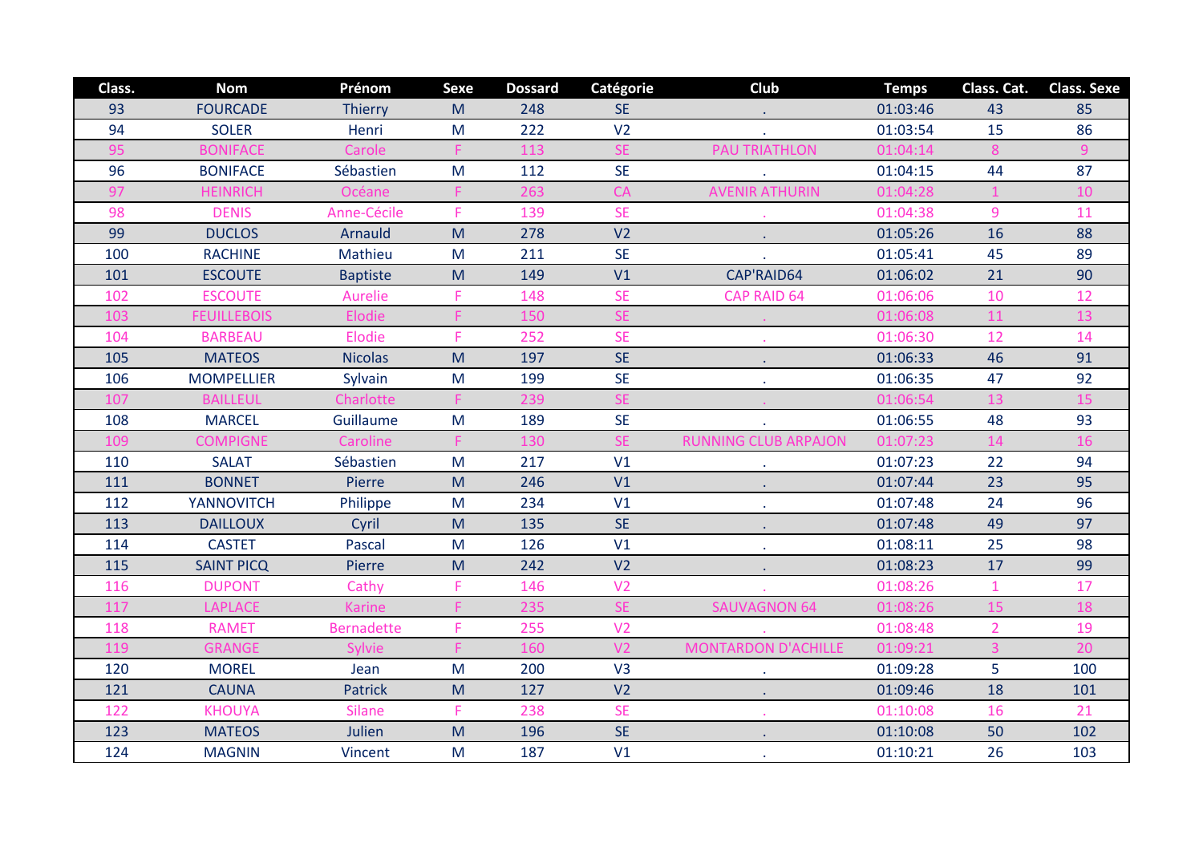| Class. | Nom | Prénom | Sexe | Dossard | Catégorie | Club | Temps | Class. Cat. | Class. Sexe |
|---|---|---|---|---|---|---|---|---|---|
| 93 | FOURCADE | Thierry | M | 248 | SE | . | 01:03:46 | 43 | 85 |
| 94 | SOLER | Henri | M | 222 | V2 | . | 01:03:54 | 15 | 86 |
| 95 | BONIFACE | Carole | F | 113 | SE | PAU TRIATHLON | 01:04:14 | 8 | 9 |
| 96 | BONIFACE | Sébastien | M | 112 | SE | . | 01:04:15 | 44 | 87 |
| 97 | HEINRICH | Océane | F | 263 | CA | AVENIR ATHURIN | 01:04:28 | 1 | 10 |
| 98 | DENIS | Anne-Cécile | F | 139 | SE | . | 01:04:38 | 9 | 11 |
| 99 | DUCLOS | Arnauld | M | 278 | V2 | . | 01:05:26 | 16 | 88 |
| 100 | RACHINE | Mathieu | M | 211 | SE | . | 01:05:41 | 45 | 89 |
| 101 | ESCOUTE | Baptiste | M | 149 | V1 | CAP'RAID64 | 01:06:02 | 21 | 90 |
| 102 | ESCOUTE | Aurelie | F | 148 | SE | CAP RAID 64 | 01:06:06 | 10 | 12 |
| 103 | FEUILLEBOIS | Elodie | F | 150 | SE | . | 01:06:08 | 11 | 13 |
| 104 | BARBEAU | Elodie | F | 252 | SE | . | 01:06:30 | 12 | 14 |
| 105 | MATEOS | Nicolas | M | 197 | SE | . | 01:06:33 | 46 | 91 |
| 106 | MOMPELLIER | Sylvain | M | 199 | SE | . | 01:06:35 | 47 | 92 |
| 107 | BAILLEUL | Charlotte | F | 239 | SE | . | 01:06:54 | 13 | 15 |
| 108 | MARCEL | Guillaume | M | 189 | SE | . | 01:06:55 | 48 | 93 |
| 109 | COMPIGNE | Caroline | F | 130 | SE | RUNNING CLUB ARPAJON | 01:07:23 | 14 | 16 |
| 110 | SALAT | Sébastien | M | 217 | V1 | . | 01:07:23 | 22 | 94 |
| 111 | BONNET | Pierre | M | 246 | V1 | . | 01:07:44 | 23 | 95 |
| 112 | YANNOVITCH | Philippe | M | 234 | V1 | . | 01:07:48 | 24 | 96 |
| 113 | DAILLOUX | Cyril | M | 135 | SE | . | 01:07:48 | 49 | 97 |
| 114 | CASTET | Pascal | M | 126 | V1 | . | 01:08:11 | 25 | 98 |
| 115 | SAINT PICQ | Pierre | M | 242 | V2 | . | 01:08:23 | 17 | 99 |
| 116 | DUPONT | Cathy | F | 146 | V2 | . | 01:08:26 | 1 | 17 |
| 117 | LAPLACE | Karine | F | 235 | SE | SAUVAGNON 64 | 01:08:26 | 15 | 18 |
| 118 | RAMET | Bernadette | F | 255 | V2 | . | 01:08:48 | 2 | 19 |
| 119 | GRANGE | Sylvie | F | 160 | V2 | MONTARDON D'ACHILLE | 01:09:21 | 3 | 20 |
| 120 | MOREL | Jean | M | 200 | V3 | . | 01:09:28 | 5 | 100 |
| 121 | CAUNA | Patrick | M | 127 | V2 | . | 01:09:46 | 18 | 101 |
| 122 | KHOUYA | Silane | F | 238 | SE | . | 01:10:08 | 16 | 21 |
| 123 | MATEOS | Julien | M | 196 | SE | . | 01:10:08 | 50 | 102 |
| 124 | MAGNIN | Vincent | M | 187 | V1 | . | 01:10:21 | 26 | 103 |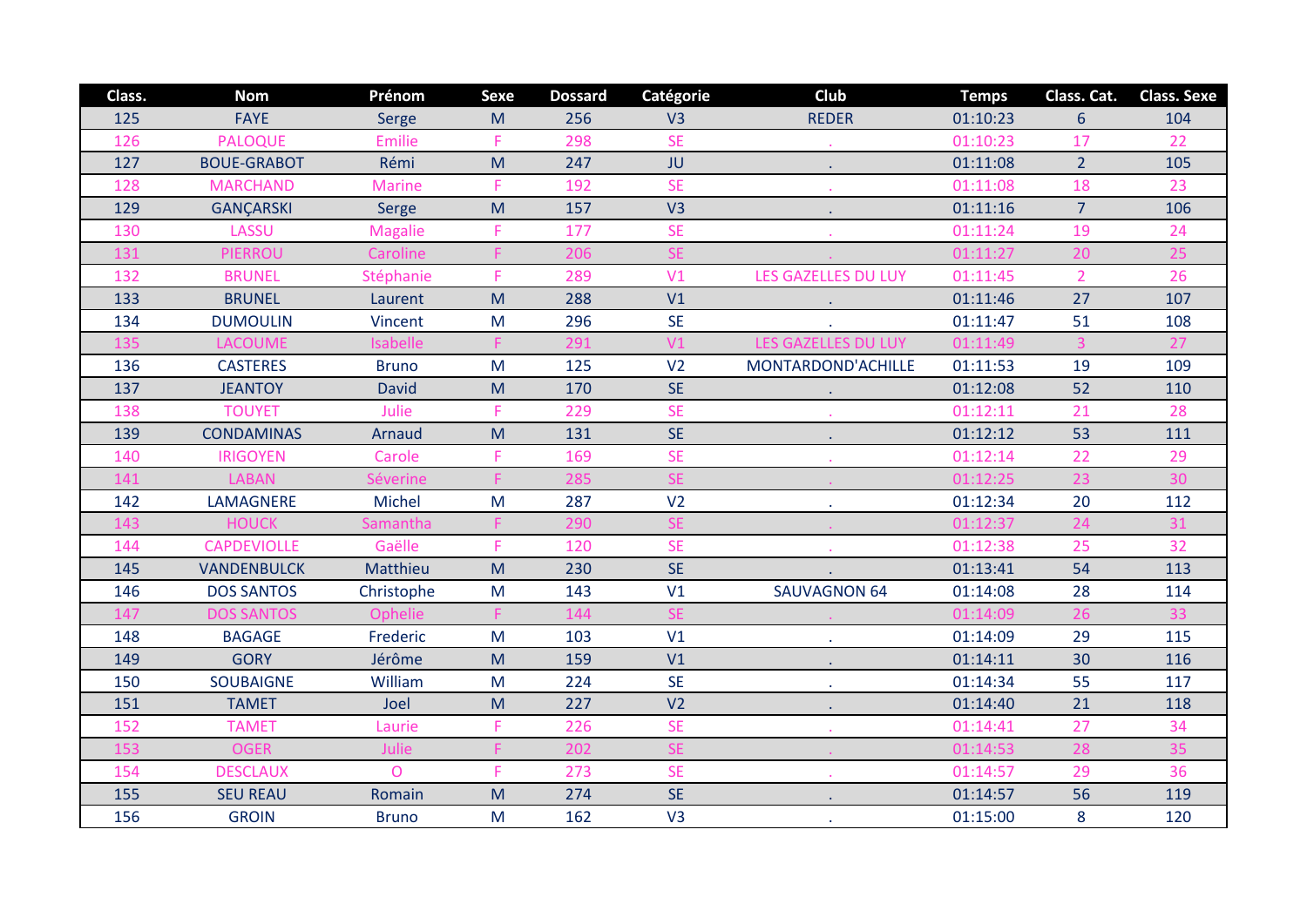| Class. | Nom | Prénom | Sexe | Dossard | Catégorie | Club | Temps | Class. Cat. | Class. Sexe |
|---|---|---|---|---|---|---|---|---|---|
| 125 | FAYE | Serge | M | 256 | V3 | REDER | 01:10:23 | 6 | 104 |
| 126 | PALOQUE | Emilie | F | 298 | SE | . | 01:10:23 | 17 | 22 |
| 127 | BOUE-GRABOT | Rémi | M | 247 | JU | . | 01:11:08 | 2 | 105 |
| 128 | MARCHAND | Marine | F | 192 | SE | . | 01:11:08 | 18 | 23 |
| 129 | GANÇARSKI | Serge | M | 157 | V3 | . | 01:11:16 | 7 | 106 |
| 130 | LASSU | Magalie | F | 177 | SE | . | 01:11:24 | 19 | 24 |
| 131 | PIERROU | Caroline | F | 206 | SE | . | 01:11:27 | 20 | 25 |
| 132 | BRUNEL | Stéphanie | F | 289 | V1 | LES GAZELLES DU LUY | 01:11:45 | 2 | 26 |
| 133 | BRUNEL | Laurent | M | 288 | V1 | . | 01:11:46 | 27 | 107 |
| 134 | DUMOULIN | Vincent | M | 296 | SE | . | 01:11:47 | 51 | 108 |
| 135 | LACOUME | Isabelle | F | 291 | V1 | LES GAZELLES DU LUY | 01:11:49 | 3 | 27 |
| 136 | CASTERES | Bruno | M | 125 | V2 | MONTARDOND'ACHILLE | 01:11:53 | 19 | 109 |
| 137 | JEANTOY | David | M | 170 | SE | . | 01:12:08 | 52 | 110 |
| 138 | TOUYET | Julie | F | 229 | SE | . | 01:12:11 | 21 | 28 |
| 139 | CONDAMINAS | Arnaud | M | 131 | SE | . | 01:12:12 | 53 | 111 |
| 140 | IRIGOYEN | Carole | F | 169 | SE | . | 01:12:14 | 22 | 29 |
| 141 | LABAN | Séverine | F | 285 | SE | . | 01:12:25 | 23 | 30 |
| 142 | LAMAGNERE | Michel | M | 287 | V2 | . | 01:12:34 | 20 | 112 |
| 143 | HOUCK | Samantha | F | 290 | SE | . | 01:12:37 | 24 | 31 |
| 144 | CAPDEVIOLLE | Gaëlle | F | 120 | SE | . | 01:12:38 | 25 | 32 |
| 145 | VANDENBULCK | Matthieu | M | 230 | SE | . | 01:13:41 | 54 | 113 |
| 146 | DOS SANTOS | Christophe | M | 143 | V1 | SAUVAGNON 64 | 01:14:08 | 28 | 114 |
| 147 | DOS SANTOS | Ophelie | F | 144 | SE | . | 01:14:09 | 26 | 33 |
| 148 | BAGAGE | Frederic | M | 103 | V1 | . | 01:14:09 | 29 | 115 |
| 149 | GORY | Jérôme | M | 159 | V1 | . | 01:14:11 | 30 | 116 |
| 150 | SOUBAIGNE | William | M | 224 | SE | . | 01:14:34 | 55 | 117 |
| 151 | TAMET | Joel | M | 227 | V2 | . | 01:14:40 | 21 | 118 |
| 152 | TAMET | Laurie | F | 226 | SE | . | 01:14:41 | 27 | 34 |
| 153 | OGER | Julie | F | 202 | SE | . | 01:14:53 | 28 | 35 |
| 154 | DESCLAUX | O | F | 273 | SE | . | 01:14:57 | 29 | 36 |
| 155 | SEU REAU | Romain | M | 274 | SE | . | 01:14:57 | 56 | 119 |
| 156 | GROIN | Bruno | M | 162 | V3 | . | 01:15:00 | 8 | 120 |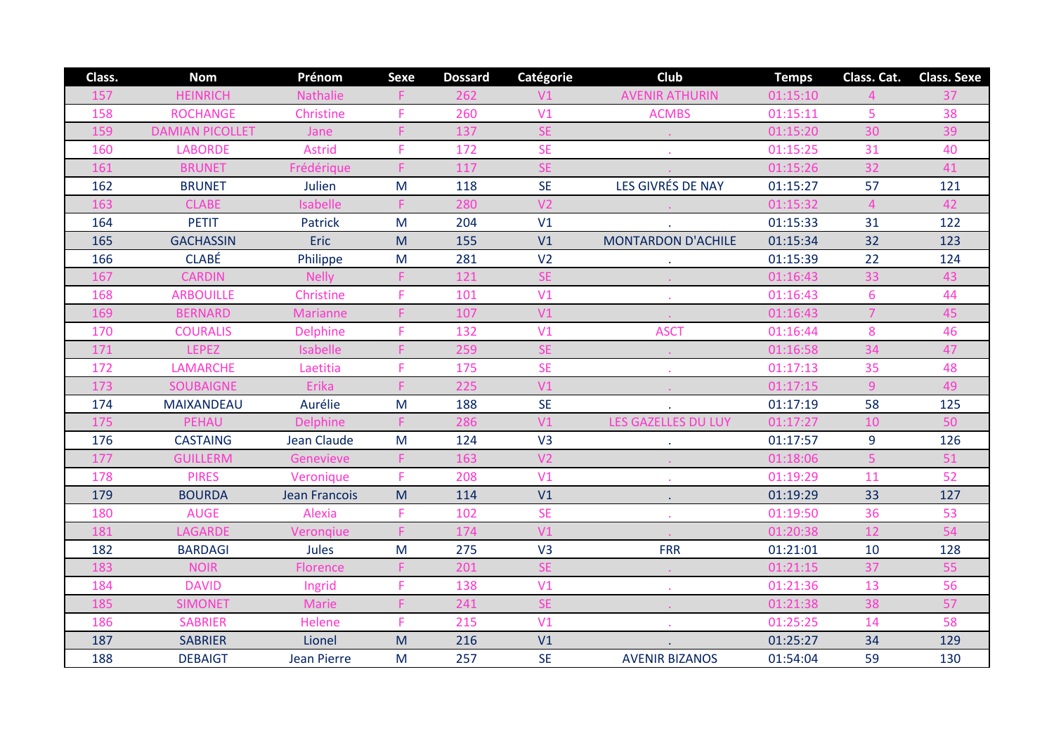| Class. | Nom | Prénom | Sexe | Dossard | Catégorie | Club | Temps | Class. Cat. | Class. Sexe |
|---|---|---|---|---|---|---|---|---|---|
| 157 | HEINRICH | Nathalie | F | 262 | V1 | AVENIR ATHURIN | 01:15:10 | 4 | 37 |
| 158 | ROCHANGE | Christine | F | 260 | V1 | ACMBS | 01:15:11 | 5 | 38 |
| 159 | DAMIAN PICOLLET | Jane | F | 137 | SE | . | 01:15:20 | 30 | 39 |
| 160 | LABORDE | Astrid | F | 172 | SE | . | 01:15:25 | 31 | 40 |
| 161 | BRUNET | Frédérique | F | 117 | SE | . | 01:15:26 | 32 | 41 |
| 162 | BRUNET | Julien | M | 118 | SE | LES GIVRÉS DE NAY | 01:15:27 | 57 | 121 |
| 163 | CLABE | Isabelle | F | 280 | V2 | . | 01:15:32 | 4 | 42 |
| 164 | PETIT | Patrick | M | 204 | V1 | . | 01:15:33 | 31 | 122 |
| 165 | GACHASSIN | Eric | M | 155 | V1 | MONTARDON D'ACHILE | 01:15:34 | 32 | 123 |
| 166 | CLABÉ | Philippe | M | 281 | V2 | . | 01:15:39 | 22 | 124 |
| 167 | CARDIN | Nelly | F | 121 | SE | . | 01:16:43 | 33 | 43 |
| 168 | ARBOUILLE | Christine | F | 101 | V1 | . | 01:16:43 | 6 | 44 |
| 169 | BERNARD | Marianne | F | 107 | V1 | . | 01:16:43 | 7 | 45 |
| 170 | COURALIS | Delphine | F | 132 | V1 | ASCT | 01:16:44 | 8 | 46 |
| 171 | LEPEZ | Isabelle | F | 259 | SE | . | 01:16:58 | 34 | 47 |
| 172 | LAMARCHE | Laetitia | F | 175 | SE | . | 01:17:13 | 35 | 48 |
| 173 | SOUBAIGNE | Erika | F | 225 | V1 | . | 01:17:15 | 9 | 49 |
| 174 | MAIXANDEAU | Aurélie | M | 188 | SE | . | 01:17:19 | 58 | 125 |
| 175 | PEHAU | Delphine | F | 286 | V1 | LES GAZELLES DU LUY | 01:17:27 | 10 | 50 |
| 176 | CASTAING | Jean Claude | M | 124 | V3 | . | 01:17:57 | 9 | 126 |
| 177 | GUILLERM | Genevieve | F | 163 | V2 | . | 01:18:06 | 5 | 51 |
| 178 | PIRES | Veronique | F | 208 | V1 | . | 01:19:29 | 11 | 52 |
| 179 | BOURDA | Jean Francois | M | 114 | V1 | . | 01:19:29 | 33 | 127 |
| 180 | AUGE | Alexia | F | 102 | SE | . | 01:19:50 | 36 | 53 |
| 181 | LAGARDE | Veronqiue | F | 174 | V1 | . | 01:20:38 | 12 | 54 |
| 182 | BARDAGI | Jules | M | 275 | V3 | FRR | 01:21:01 | 10 | 128 |
| 183 | NOIR | Florence | F | 201 | SE | . | 01:21:15 | 37 | 55 |
| 184 | DAVID | Ingrid | F | 138 | V1 | . | 01:21:36 | 13 | 56 |
| 185 | SIMONET | Marie | F | 241 | SE | . | 01:21:38 | 38 | 57 |
| 186 | SABRIER | Helene | F | 215 | V1 | . | 01:25:25 | 14 | 58 |
| 187 | SABRIER | Lionel | M | 216 | V1 | . | 01:25:27 | 34 | 129 |
| 188 | DEBAIGT | Jean Pierre | M | 257 | SE | AVENIR BIZANOS | 01:54:04 | 59 | 130 |